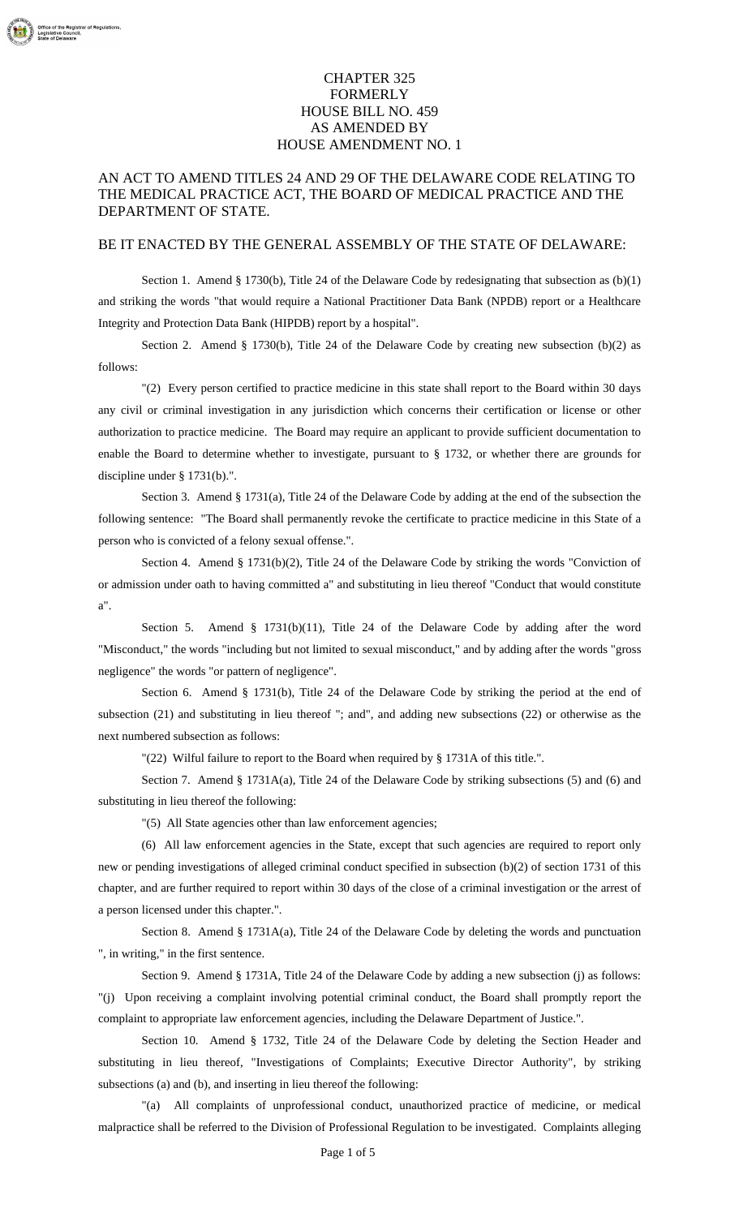CHAPTER 325
FORMERLY
HOUSE BILL NO. 459
AS AMENDED BY
HOUSE AMENDMENT NO. 1

# AN ACT TO AMEND TITLES 24 AND 29 OF THE DELAWARE CODE RELATING TO THE MEDICAL PRACTICE ACT, THE BOARD OF MEDICAL PRACTICE AND THE DEPARTMENT OF STATE.

## BE IT ENACTED BY THE GENERAL ASSEMBLY OF THE STATE OF DELAWARE:

Section 1. Amend § 1730(b), Title 24 of the Delaware Code by redesignating that subsection as (b)(1) and striking the words "that would require a National Practitioner Data Bank (NPDB) report or a Healthcare Integrity and Protection Data Bank (HIPDB) report by a hospital".

Section 2. Amend § 1730(b), Title 24 of the Delaware Code by creating new subsection (b)(2) as follows:

"(2) Every person certified to practice medicine in this state shall report to the Board within 30 days any civil or criminal investigation in any jurisdiction which concerns their certification or license or other authorization to practice medicine. The Board may require an applicant to provide sufficient documentation to enable the Board to determine whether to investigate, pursuant to § 1732, or whether there are grounds for discipline under § 1731(b).".

Section 3. Amend § 1731(a), Title 24 of the Delaware Code by adding at the end of the subsection the following sentence: "The Board shall permanently revoke the certificate to practice medicine in this State of a person who is convicted of a felony sexual offense.".

Section 4. Amend § 1731(b)(2), Title 24 of the Delaware Code by striking the words "Conviction of or admission under oath to having committed a" and substituting in lieu thereof "Conduct that would constitute a".

Section 5. Amend § 1731(b)(11), Title 24 of the Delaware Code by adding after the word "Misconduct," the words "including but not limited to sexual misconduct," and by adding after the words "gross negligence" the words "or pattern of negligence".

Section 6. Amend § 1731(b), Title 24 of the Delaware Code by striking the period at the end of subsection (21) and substituting in lieu thereof "; and", and adding new subsections (22) or otherwise as the next numbered subsection as follows:

"(22) Wilful failure to report to the Board when required by § 1731A of this title.".

Section 7. Amend § 1731A(a), Title 24 of the Delaware Code by striking subsections (5) and (6) and substituting in lieu thereof the following:

"(5) All State agencies other than law enforcement agencies;

(6) All law enforcement agencies in the State, except that such agencies are required to report only new or pending investigations of alleged criminal conduct specified in subsection (b)(2) of section 1731 of this chapter, and are further required to report within 30 days of the close of a criminal investigation or the arrest of a person licensed under this chapter.".

Section 8. Amend § 1731A(a), Title 24 of the Delaware Code by deleting the words and punctuation ", in writing," in the first sentence.

Section 9. Amend § 1731A, Title 24 of the Delaware Code by adding a new subsection (j) as follows: "(j) Upon receiving a complaint involving potential criminal conduct, the Board shall promptly report the complaint to appropriate law enforcement agencies, including the Delaware Department of Justice.".

Section 10. Amend § 1732, Title 24 of the Delaware Code by deleting the Section Header and substituting in lieu thereof, "Investigations of Complaints; Executive Director Authority", by striking subsections (a) and (b), and inserting in lieu thereof the following:

"(a) All complaints of unprofessional conduct, unauthorized practice of medicine, or medical malpractice shall be referred to the Division of Professional Regulation to be investigated. Complaints alleging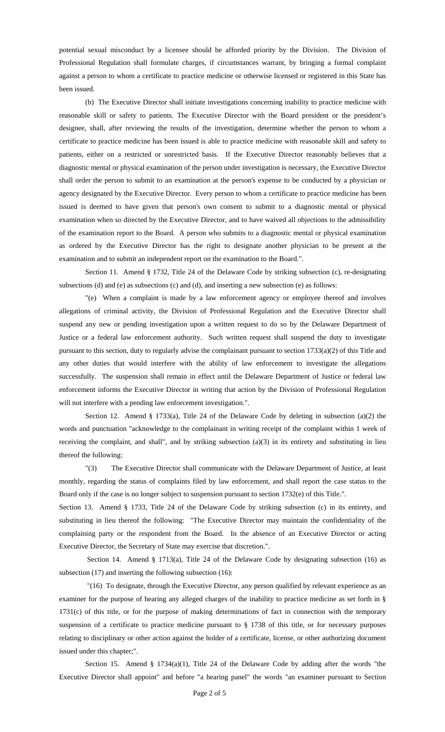potential sexual misconduct by a licensee should be afforded priority by the Division. The Division of Professional Regulation shall formulate charges, if circumstances warrant, by bringing a formal complaint against a person to whom a certificate to practice medicine or otherwise licensed or registered in this State has been issued.

(b) The Executive Director shall initiate investigations concerning inability to practice medicine with reasonable skill or safety to patients. The Executive Director with the Board president or the president's designee, shall, after reviewing the results of the investigation, determine whether the person to whom a certificate to practice medicine has been issued is able to practice medicine with reasonable skill and safety to patients, either on a restricted or unrestricted basis. If the Executive Director reasonably believes that a diagnostic mental or physical examination of the person under investigation is necessary, the Executive Director shall order the person to submit to an examination at the person's expense to be conducted by a physician or agency designated by the Executive Director. Every person to whom a certificate to practice medicine has been issued is deemed to have given that person's own consent to submit to a diagnostic mental or physical examination when so directed by the Executive Director, and to have waived all objections to the admissibility of the examination report to the Board. A person who submits to a diagnostic mental or physical examination as ordered by the Executive Director has the right to designate another physician to be present at the examination and to submit an independent report on the examination to the Board.".

Section 11. Amend § 1732, Title 24 of the Delaware Code by striking subsection (c), re-designating subsections (d) and (e) as subsections (c) and (d), and inserting a new subsection (e) as follows:

"(e) When a complaint is made by a law enforcement agency or employee thereof and involves allegations of criminal activity, the Division of Professional Regulation and the Executive Director shall suspend any new or pending investigation upon a written request to do so by the Delaware Department of Justice or a federal law enforcement authority. Such written request shall suspend the duty to investigate pursuant to this section, duty to regularly advise the complainant pursuant to section 1733(a)(2) of this Title and any other duties that would interfere with the ability of law enforcement to investigate the allegations successfully. The suspension shall remain in effect until the Delaware Department of Justice or federal law enforcement informs the Executive Director in writing that action by the Division of Professional Regulation will not interfere with a pending law enforcement investigation.".

Section 12. Amend § 1733(a), Title 24 of the Delaware Code by deleting in subsection (a)(2) the words and punctuation "acknowledge to the complainant in writing receipt of the complaint within 1 week of receiving the complaint, and shall", and by striking subsection (a)(3) in its entirety and substituting in lieu thereof the following:

"(3) The Executive Director shall communicate with the Delaware Department of Justice, at least monthly, regarding the status of complaints filed by law enforcement, and shall report the case status to the Board only if the case is no longer subject to suspension pursuant to section 1732(e) of this Title.".

Section 13. Amend § 1733, Title 24 of the Delaware Code by striking subsection (c) in its entirety, and substituting in lieu thereof the following: "The Executive Director may maintain the confidentiality of the complaining party or the respondent from the Board. In the absence of an Executive Director or acting Executive Director, the Secretary of State may exercise that discretion.".

Section 14. Amend § 1713(a), Title 24 of the Delaware Code by designating subsection (16) as subsection (17) and inserting the following subsection (16):

"(16) To designate, through the Executive Director, any person qualified by relevant experience as an examiner for the purpose of hearing any alleged charges of the inability to practice medicine as set forth in § 1731(c) of this title, or for the purpose of making determinations of fact in connection with the temporary suspension of a certificate to practice medicine pursuant to § 1738 of this title, or for necessary purposes relating to disciplinary or other action against the holder of a certificate, license, or other authorizing document issued under this chapter;".

Section 15. Amend § 1734(a)(1), Title 24 of the Delaware Code by adding after the words "the Executive Director shall appoint" and before "a hearing panel" the words "an examiner pursuant to Section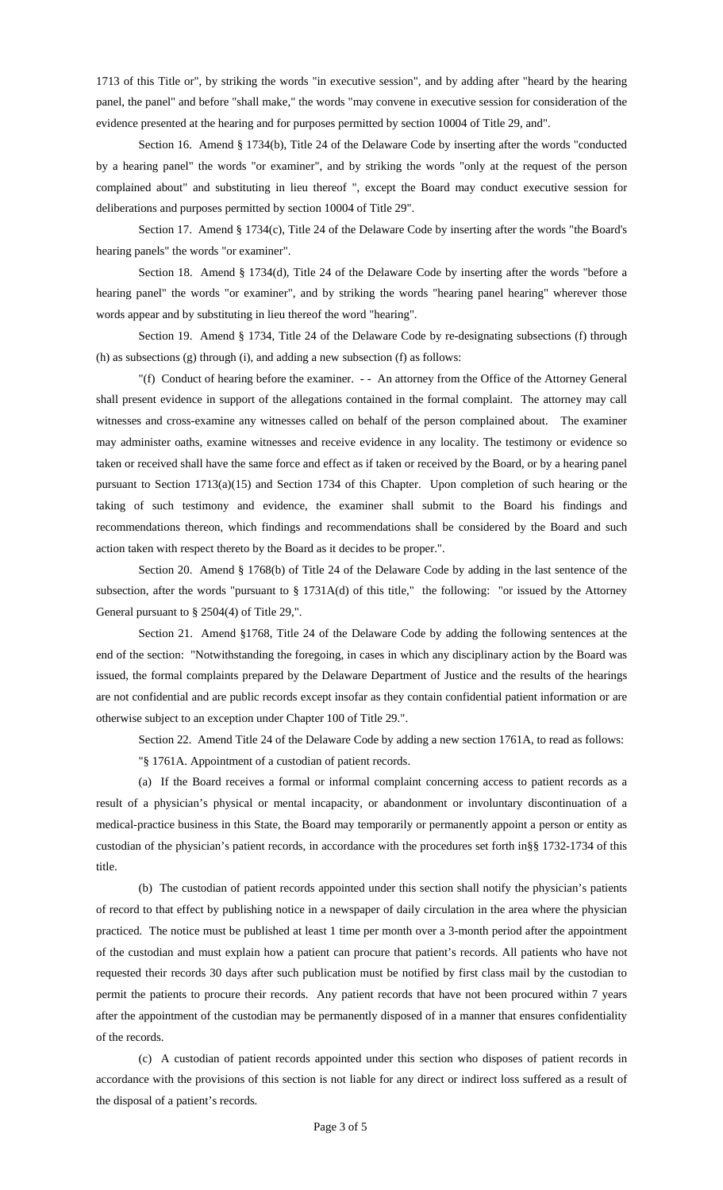1713 of this Title or", by striking the words "in executive session", and by adding after "heard by the hearing panel, the panel" and before "shall make," the words "may convene in executive session for consideration of the evidence presented at the hearing and for purposes permitted by section 10004 of Title 29, and".

Section 16. Amend § 1734(b), Title 24 of the Delaware Code by inserting after the words "conducted by a hearing panel" the words "or examiner", and by striking the words "only at the request of the person complained about" and substituting in lieu thereof ", except the Board may conduct executive session for deliberations and purposes permitted by section 10004 of Title 29".

Section 17. Amend § 1734(c), Title 24 of the Delaware Code by inserting after the words "the Board's hearing panels" the words "or examiner".

Section 18. Amend § 1734(d), Title 24 of the Delaware Code by inserting after the words "before a hearing panel" the words "or examiner", and by striking the words "hearing panel hearing" wherever those words appear and by substituting in lieu thereof the word "hearing".

Section 19. Amend § 1734, Title 24 of the Delaware Code by re-designating subsections (f) through (h) as subsections (g) through (i), and adding a new subsection (f) as follows:

"(f) Conduct of hearing before the examiner. - - An attorney from the Office of the Attorney General shall present evidence in support of the allegations contained in the formal complaint. The attorney may call witnesses and cross-examine any witnesses called on behalf of the person complained about. The examiner may administer oaths, examine witnesses and receive evidence in any locality. The testimony or evidence so taken or received shall have the same force and effect as if taken or received by the Board, or by a hearing panel pursuant to Section 1713(a)(15) and Section 1734 of this Chapter. Upon completion of such hearing or the taking of such testimony and evidence, the examiner shall submit to the Board his findings and recommendations thereon, which findings and recommendations shall be considered by the Board and such action taken with respect thereto by the Board as it decides to be proper.".

Section 20. Amend § 1768(b) of Title 24 of the Delaware Code by adding in the last sentence of the subsection, after the words "pursuant to § 1731A(d) of this title," the following: "or issued by the Attorney General pursuant to § 2504(4) of Title 29,".

Section 21. Amend §1768, Title 24 of the Delaware Code by adding the following sentences at the end of the section: "Notwithstanding the foregoing, in cases in which any disciplinary action by the Board was issued, the formal complaints prepared by the Delaware Department of Justice and the results of the hearings are not confidential and are public records except insofar as they contain confidential patient information or are otherwise subject to an exception under Chapter 100 of Title 29.".

Section 22. Amend Title 24 of the Delaware Code by adding a new section 1761A, to read as follows:

"§ 1761A. Appointment of a custodian of patient records.

(a) If the Board receives a formal or informal complaint concerning access to patient records as a result of a physician's physical or mental incapacity, or abandonment or involuntary discontinuation of a medical-practice business in this State, the Board may temporarily or permanently appoint a person or entity as custodian of the physician's patient records, in accordance with the procedures set forth in§§ 1732-1734 of this title.

(b) The custodian of patient records appointed under this section shall notify the physician's patients of record to that effect by publishing notice in a newspaper of daily circulation in the area where the physician practiced. The notice must be published at least 1 time per month over a 3-month period after the appointment of the custodian and must explain how a patient can procure that patient's records. All patients who have not requested their records 30 days after such publication must be notified by first class mail by the custodian to permit the patients to procure their records. Any patient records that have not been procured within 7 years after the appointment of the custodian may be permanently disposed of in a manner that ensures confidentiality of the records.

(c) A custodian of patient records appointed under this section who disposes of patient records in accordance with the provisions of this section is not liable for any direct or indirect loss suffered as a result of the disposal of a patient's records.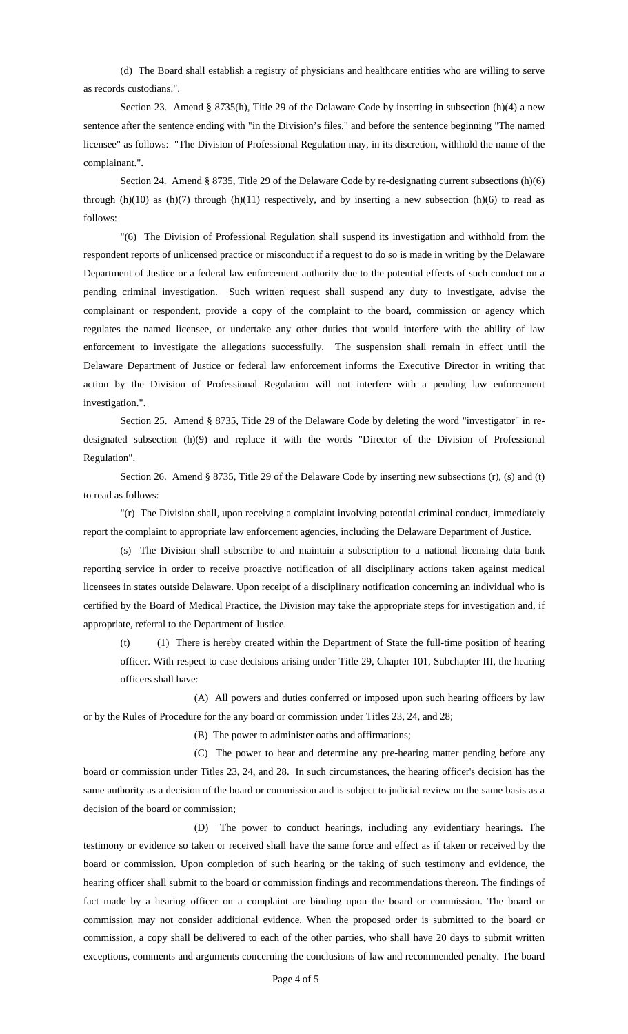(d) The Board shall establish a registry of physicians and healthcare entities who are willing to serve as records custodians.".

Section 23. Amend § 8735(h), Title 29 of the Delaware Code by inserting in subsection (h)(4) a new sentence after the sentence ending with "in the Division's files." and before the sentence beginning "The named licensee" as follows: "The Division of Professional Regulation may, in its discretion, withhold the name of the complainant.".

Section 24. Amend § 8735, Title 29 of the Delaware Code by re-designating current subsections (h)(6) through (h)(10) as (h)(7) through (h)(11) respectively, and by inserting a new subsection (h)(6) to read as follows:

"(6) The Division of Professional Regulation shall suspend its investigation and withhold from the respondent reports of unlicensed practice or misconduct if a request to do so is made in writing by the Delaware Department of Justice or a federal law enforcement authority due to the potential effects of such conduct on a pending criminal investigation. Such written request shall suspend any duty to investigate, advise the complainant or respondent, provide a copy of the complaint to the board, commission or agency which regulates the named licensee, or undertake any other duties that would interfere with the ability of law enforcement to investigate the allegations successfully. The suspension shall remain in effect until the Delaware Department of Justice or federal law enforcement informs the Executive Director in writing that action by the Division of Professional Regulation will not interfere with a pending law enforcement investigation.".

Section 25. Amend § 8735, Title 29 of the Delaware Code by deleting the word "investigator" in re-designated subsection (h)(9) and replace it with the words "Director of the Division of Professional Regulation".

Section 26. Amend § 8735, Title 29 of the Delaware Code by inserting new subsections (r), (s) and (t) to read as follows:

"(r) The Division shall, upon receiving a complaint involving potential criminal conduct, immediately report the complaint to appropriate law enforcement agencies, including the Delaware Department of Justice.

(s) The Division shall subscribe to and maintain a subscription to a national licensing data bank reporting service in order to receive proactive notification of all disciplinary actions taken against medical licensees in states outside Delaware. Upon receipt of a disciplinary notification concerning an individual who is certified by the Board of Medical Practice, the Division may take the appropriate steps for investigation and, if appropriate, referral to the Department of Justice.

(t) (1) There is hereby created within the Department of State the full-time position of hearing officer. With respect to case decisions arising under Title 29, Chapter 101, Subchapter III, the hearing officers shall have:

(A) All powers and duties conferred or imposed upon such hearing officers by law or by the Rules of Procedure for the any board or commission under Titles 23, 24, and 28;

(B) The power to administer oaths and affirmations;

(C) The power to hear and determine any pre-hearing matter pending before any board or commission under Titles 23, 24, and 28. In such circumstances, the hearing officer's decision has the same authority as a decision of the board and commission and is subject to judicial review on the same basis as a decision of the board or commission;

(D) The power to conduct hearings, including any evidentiary hearings. The testimony or evidence so taken or received shall have the same force and effect as if taken or received by the board or commission. Upon completion of such hearing or the taking of such testimony and evidence, the hearing officer shall submit to the board or commission findings and recommendations thereon. The findings of fact made by a hearing officer on a complaint are binding upon the board or commission. The board or commission may not consider additional evidence. When the proposed order is submitted to the board or commission, a copy shall be delivered to each of the other parties, who shall have 20 days to submit written exceptions, comments and arguments concerning the conclusions of law and recommended penalty. The board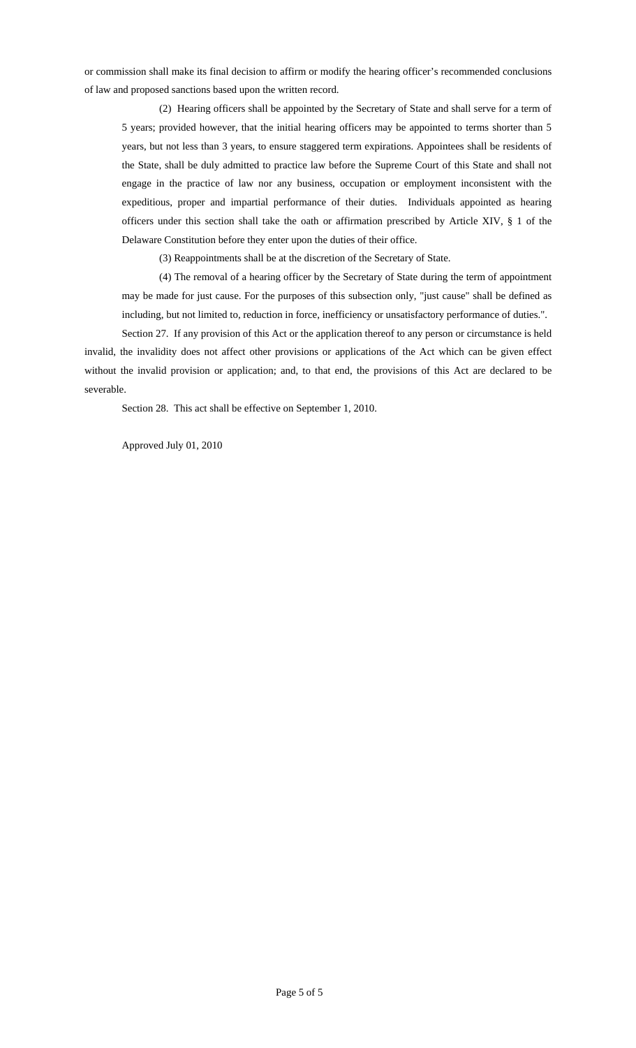or commission shall make its final decision to affirm or modify the hearing officer's recommended conclusions of law and proposed sanctions based upon the written record.

(2) Hearing officers shall be appointed by the Secretary of State and shall serve for a term of 5 years; provided however, that the initial hearing officers may be appointed to terms shorter than 5 years, but not less than 3 years, to ensure staggered term expirations. Appointees shall be residents of the State, shall be duly admitted to practice law before the Supreme Court of this State and shall not engage in the practice of law nor any business, occupation or employment inconsistent with the expeditious, proper and impartial performance of their duties. Individuals appointed as hearing officers under this section shall take the oath or affirmation prescribed by Article XIV, § 1 of the Delaware Constitution before they enter upon the duties of their office.

(3) Reappointments shall be at the discretion of the Secretary of State.

(4) The removal of a hearing officer by the Secretary of State during the term of appointment may be made for just cause. For the purposes of this subsection only, "just cause" shall be defined as including, but not limited to, reduction in force, inefficiency or unsatisfactory performance of duties.".

Section 27. If any provision of this Act or the application thereof to any person or circumstance is held invalid, the invalidity does not affect other provisions or applications of the Act which can be given effect without the invalid provision or application; and, to that end, the provisions of this Act are declared to be severable.

Section 28. This act shall be effective on September 1, 2010.

Approved July 01, 2010